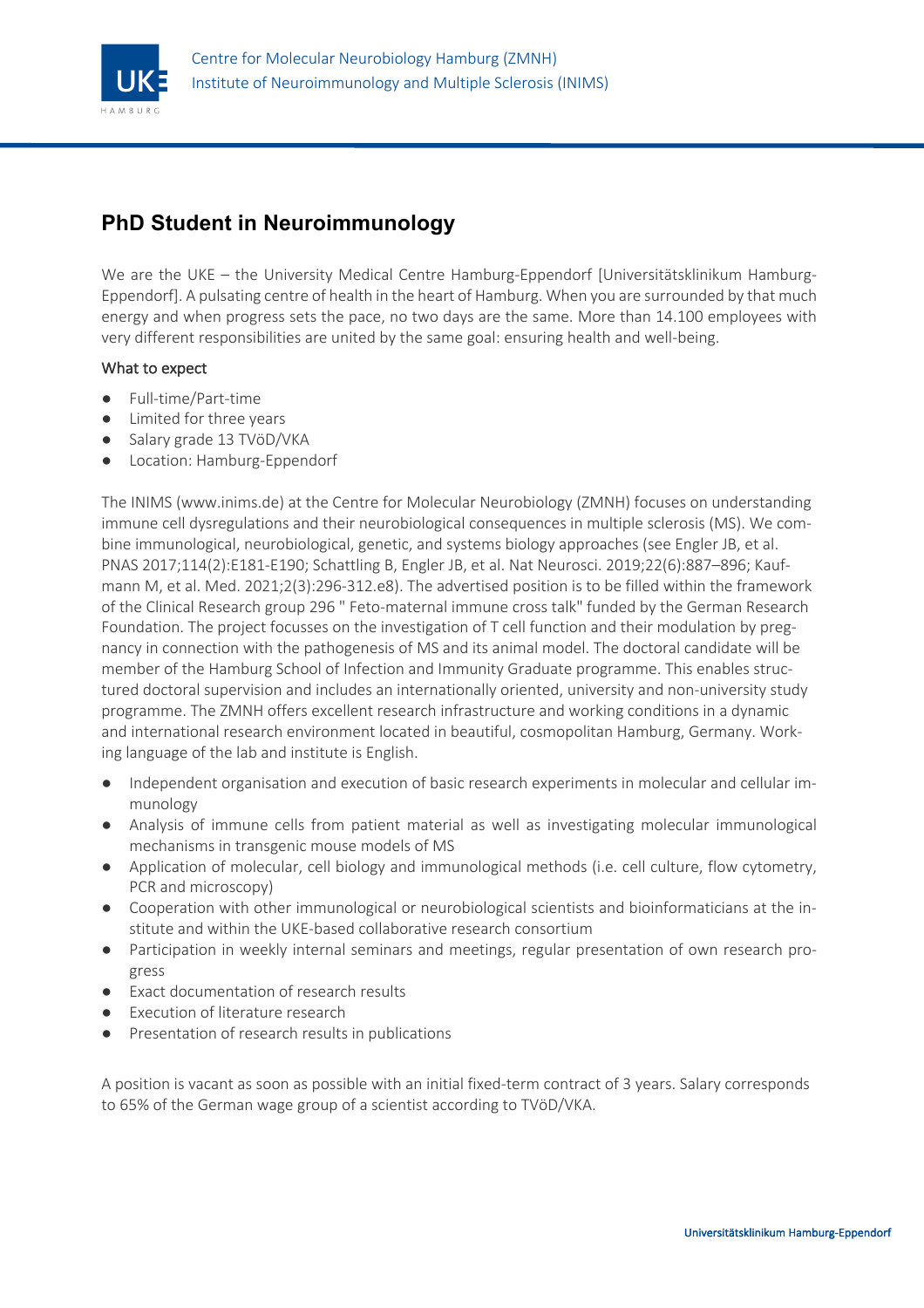Centre for Molecular Neurobiology Hamburg (ZMNH)
Institute of Neuroimmunology and Multiple Sclerosis (INIMS)

# PhD Student in Neuroimmunology

We are the UKE – the University Medical Centre Hamburg-Eppendorf [Universitätsklinikum Hamburg-Eppendorf]. A pulsating centre of health in the heart of Hamburg. When you are surrounded by that much energy and when progress sets the pace, no two days are the same. More than 14.100 employees with very different responsibilities are united by the same goal: ensuring health and well-being.

### What to expect

- Full-time/Part-time
- Limited for three years
- Salary grade 13 TVöD/VKA
- Location: Hamburg-Eppendorf

The INIMS (www.inims.de) at the Centre for Molecular Neurobiology (ZMNH) focuses on understanding immune cell dysregulations and their neurobiological consequences in multiple sclerosis (MS). We combine immunological, neurobiological, genetic, and systems biology approaches (see Engler JB, et al. PNAS 2017;114(2):E181-E190; Schattling B, Engler JB, et al. Nat Neurosci. 2019;22(6):887–896; Kaufmann M, et al. Med. 2021;2(3):296-312.e8). The advertised position is to be filled within the framework of the Clinical Research group 296 " Feto-maternal immune cross talk" funded by the German Research Foundation. The project focusses on the investigation of T cell function and their modulation by pregnancy in connection with the pathogenesis of MS and its animal model. The doctoral candidate will be member of the Hamburg School of Infection and Immunity Graduate programme. This enables structured doctoral supervision and includes an internationally oriented, university and non-university study programme. The ZMNH offers excellent research infrastructure and working conditions in a dynamic and international research environment located in beautiful, cosmopolitan Hamburg, Germany. Working language of the lab and institute is English.

- Independent organisation and execution of basic research experiments in molecular and cellular immunology
- Analysis of immune cells from patient material as well as investigating molecular immunological mechanisms in transgenic mouse models of MS
- Application of molecular, cell biology and immunological methods (i.e. cell culture, flow cytometry, PCR and microscopy)
- Cooperation with other immunological or neurobiological scientists and bioinformaticians at the institute and within the UKE-based collaborative research consortium
- Participation in weekly internal seminars and meetings, regular presentation of own research progress
- Exact documentation of research results
- Execution of literature research
- Presentation of research results in publications

A position is vacant as soon as possible with an initial fixed-term contract of 3 years. Salary corresponds to 65% of the German wage group of a scientist according to TVöD/VKA.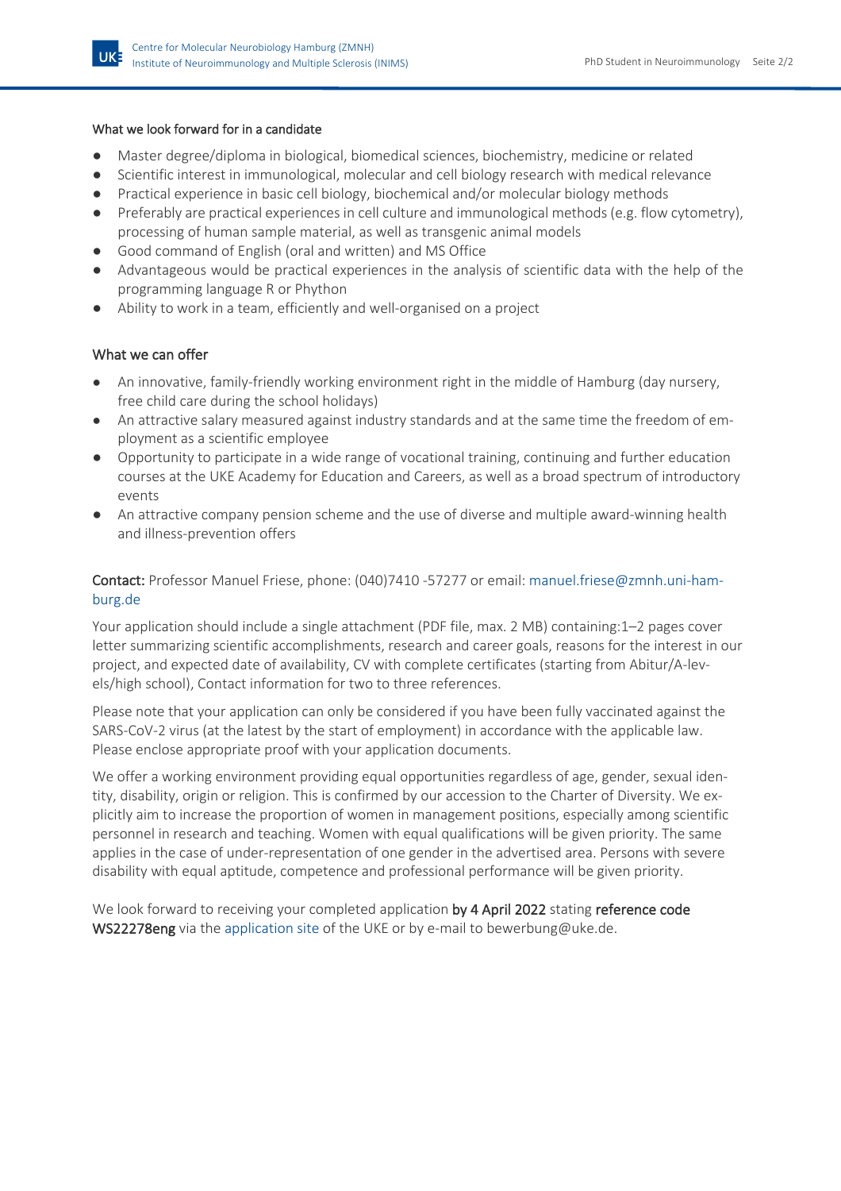### What we look forward for in a candidate

- Master degree/diploma in biological, biomedical sciences, biochemistry, medicine or related
- Scientific interest in immunological, molecular and cell biology research with medical relevance
- Practical experience in basic cell biology, biochemical and/or molecular biology methods
- Preferably are practical experiences in cell culture and immunological methods (e.g. flow cytometry), processing of human sample material, as well as transgenic animal models
- Good command of English (oral and written) and MS Office
- Advantageous would be practical experiences in the analysis of scientific data with the help of the programming language R or Phython
- Ability to work in a team, efficiently and well-organised on a project

### What we can offer

- An innovative, family-friendly working environment right in the middle of Hamburg (day nursery, free child care during the school holidays)
- An attractive salary measured against industry standards and at the same time the freedom of employment as a scientific employee
- Opportunity to participate in a wide range of vocational training, continuing and further education courses at the UKE Academy for Education and Careers, as well as a broad spectrum of introductory events
- An attractive company pension scheme and the use of diverse and multiple award-winning health and illness-prevention offers

**Contact:** Professor Manuel Friese, phone: (040)7410 -57277 or email: manuel.friese@zmnh.uni-hamburg.de

Your application should include a single attachment (PDF file, max. 2 MB) containing:1–2 pages cover letter summarizing scientific accomplishments, research and career goals, reasons for the interest in our project, and expected date of availability, CV with complete certificates (starting from Abitur/A-levels/high school), Contact information for two to three references.

Please note that your application can only be considered if you have been fully vaccinated against the SARS-CoV-2 virus (at the latest by the start of employment) in accordance with the applicable law. Please enclose appropriate proof with your application documents.

We offer a working environment providing equal opportunities regardless of age, gender, sexual identity, disability, origin or religion. This is confirmed by our accession to the Charter of Diversity. We explicitly aim to increase the proportion of women in management positions, especially among scientific personnel in research and teaching. Women with equal qualifications will be given priority. The same applies in the case of under-representation of one gender in the advertised area. Persons with severe disability with equal aptitude, competence and professional performance will be given priority.

We look forward to receiving your completed application **by 4 April 2022** stating **reference code WS22278eng** via the application site of the UKE or by e-mail to bewerbung@uke.de.